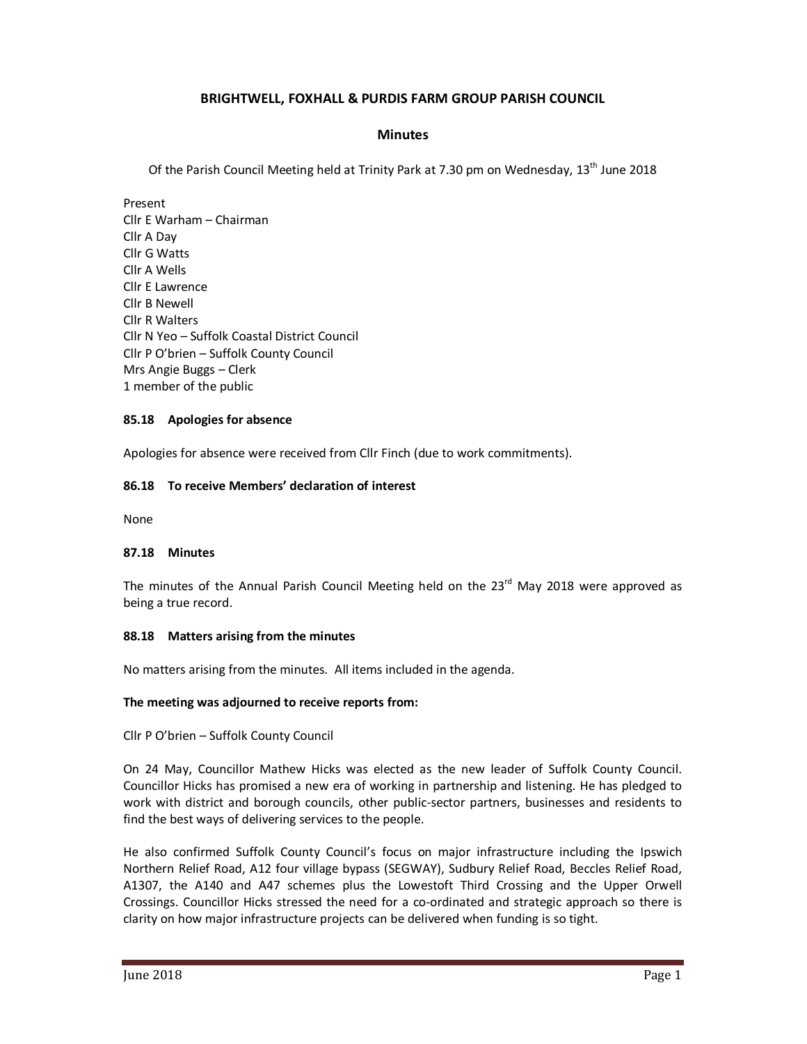# BRIGHTWELL, FOXHALL & PURDIS FARM GROUP PARISH COUNCIL

## Minutes

Of the Parish Council Meeting held at Trinity Park at 7.30 pm on Wednesday, 13th June 2018

Present
Cllr E Warham – Chairman
Cllr A Day
Cllr G Watts
Cllr A Wells
Cllr E Lawrence
Cllr B Newell
Cllr R Walters
Cllr N Yeo – Suffolk Coastal District Council
Cllr P O'brien – Suffolk County Council
Mrs Angie Buggs – Clerk
1 member of the public

**85.18 Apologies for absence**

Apologies for absence were received from Cllr Finch (due to work commitments).

**86.18 To receive Members' declaration of interest**

None

**87.18 Minutes**

The minutes of the Annual Parish Council Meeting held on the 23rd May 2018 were approved as being a true record.

**88.18 Matters arising from the minutes**

No matters arising from the minutes. All items included in the agenda.

**The meeting was adjourned to receive reports from:**

Cllr P O'brien – Suffolk County Council

On 24 May, Councillor Mathew Hicks was elected as the new leader of Suffolk County Council. Councillor Hicks has promised a new era of working in partnership and listening. He has pledged to work with district and borough councils, other public-sector partners, businesses and residents to find the best ways of delivering services to the people.

He also confirmed Suffolk County Council's focus on major infrastructure including the Ipswich Northern Relief Road, A12 four village bypass (SEGWAY), Sudbury Relief Road, Beccles Relief Road, A1307, the A140 and A47 schemes plus the Lowestoft Third Crossing and the Upper Orwell Crossings. Councillor Hicks stressed the need for a co-ordinated and strategic approach so there is clarity on how major infrastructure projects can be delivered when funding is so tight.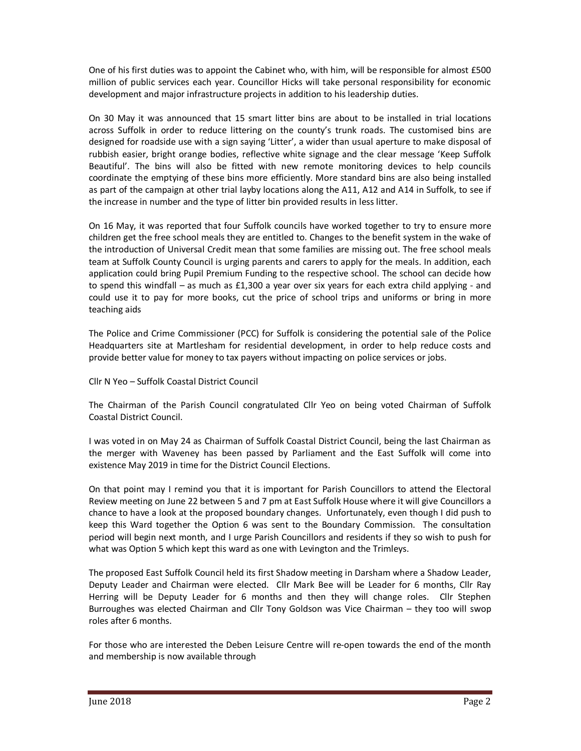One of his first duties was to appoint the Cabinet who, with him, will be responsible for almost £500 million of public services each year. Councillor Hicks will take personal responsibility for economic development and major infrastructure projects in addition to his leadership duties.

On 30 May it was announced that 15 smart litter bins are about to be installed in trial locations across Suffolk in order to reduce littering on the county's trunk roads. The customised bins are designed for roadside use with a sign saying 'Litter', a wider than usual aperture to make disposal of rubbish easier, bright orange bodies, reflective white signage and the clear message 'Keep Suffolk Beautiful'. The bins will also be fitted with new remote monitoring devices to help councils coordinate the emptying of these bins more efficiently. More standard bins are also being installed as part of the campaign at other trial layby locations along the A11, A12 and A14 in Suffolk, to see if the increase in number and the type of litter bin provided results in less litter.

On 16 May, it was reported that four Suffolk councils have worked together to try to ensure more children get the free school meals they are entitled to. Changes to the benefit system in the wake of the introduction of Universal Credit mean that some families are missing out. The free school meals team at Suffolk County Council is urging parents and carers to apply for the meals. In addition, each application could bring Pupil Premium Funding to the respective school. The school can decide how to spend this windfall – as much as £1,300 a year over six years for each extra child applying - and could use it to pay for more books, cut the price of school trips and uniforms or bring in more teaching aids

The Police and Crime Commissioner (PCC) for Suffolk is considering the potential sale of the Police Headquarters site at Martlesham for residential development, in order to help reduce costs and provide better value for money to tax payers without impacting on police services or jobs.

Cllr N Yeo – Suffolk Coastal District Council

The Chairman of the Parish Council congratulated Cllr Yeo on being voted Chairman of Suffolk Coastal District Council.

I was voted in on May 24 as Chairman of Suffolk Coastal District Council, being the last Chairman as the merger with Waveney has been passed by Parliament and the East Suffolk will come into existence May 2019 in time for the District Council Elections.

On that point may I remind you that it is important for Parish Councillors to attend the Electoral Review meeting on June 22 between 5 and 7 pm at East Suffolk House where it will give Councillors a chance to have a look at the proposed boundary changes. Unfortunately, even though I did push to keep this Ward together the Option 6 was sent to the Boundary Commission. The consultation period will begin next month, and I urge Parish Councillors and residents if they so wish to push for what was Option 5 which kept this ward as one with Levington and the Trimleys.

The proposed East Suffolk Council held its first Shadow meeting in Darsham where a Shadow Leader, Deputy Leader and Chairman were elected. Cllr Mark Bee will be Leader for 6 months, Cllr Ray Herring will be Deputy Leader for 6 months and then they will change roles. Cllr Stephen Burroughes was elected Chairman and Cllr Tony Goldson was Vice Chairman – they too will swop roles after 6 months.

For those who are interested the Deben Leisure Centre will re-open towards the end of the month and membership is now available through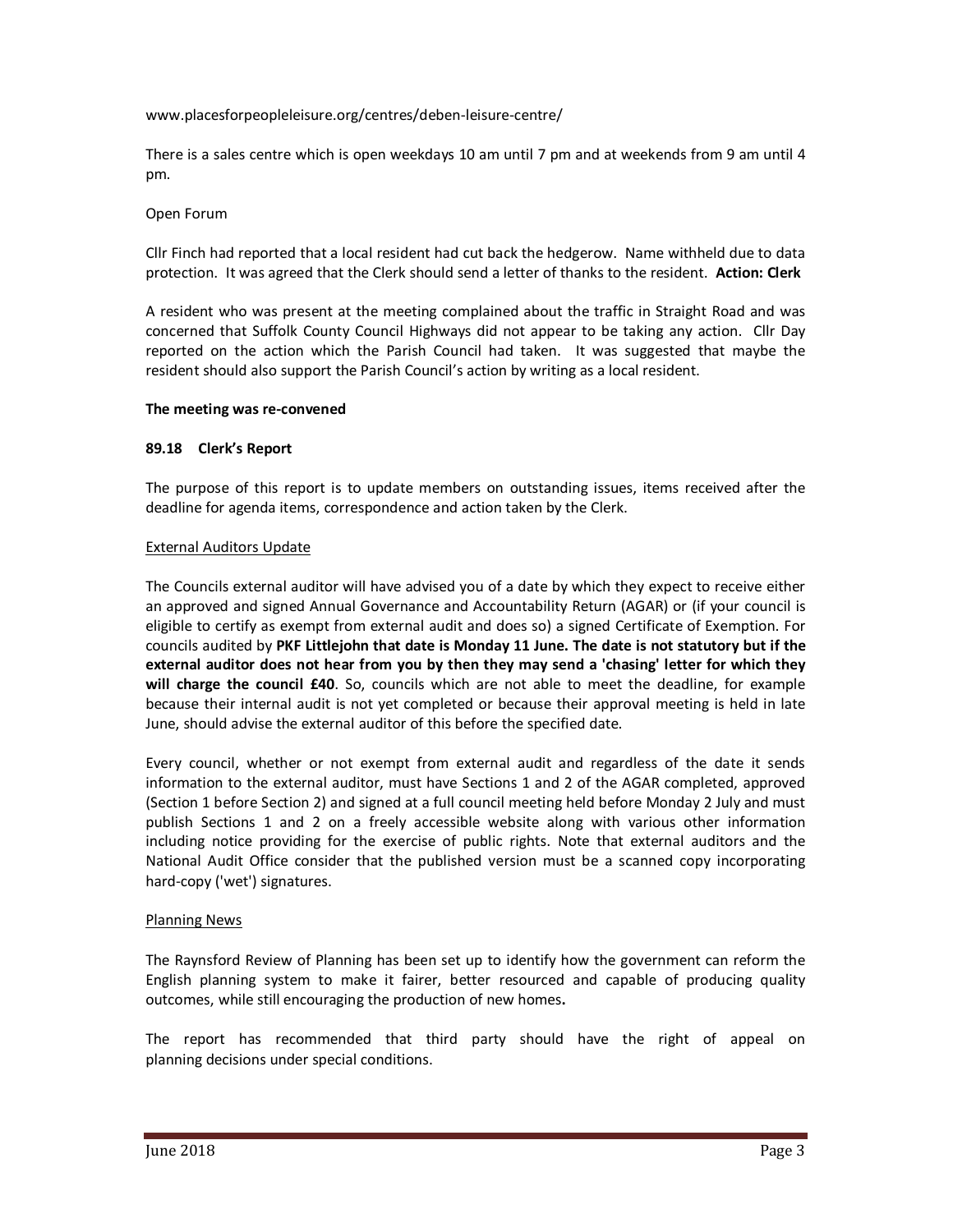www.placesforpeopleleisure.org/centres/deben-leisure-centre/

There is a sales centre which is open weekdays 10 am until 7 pm and at weekends from 9 am until 4 pm.

Open Forum

Cllr Finch had reported that a local resident had cut back the hedgerow. Name withheld due to data protection. It was agreed that the Clerk should send a letter of thanks to the resident. **Action: Clerk**

A resident who was present at the meeting complained about the traffic in Straight Road and was concerned that Suffolk County Council Highways did not appear to be taking any action. Cllr Day reported on the action which the Parish Council had taken. It was suggested that maybe the resident should also support the Parish Council's action by writing as a local resident.

**The meeting was re-convened**

**89.18 Clerk's Report**

The purpose of this report is to update members on outstanding issues, items received after the deadline for agenda items, correspondence and action taken by the Clerk.

External Auditors Update

The Councils external auditor will have advised you of a date by which they expect to receive either an approved and signed Annual Governance and Accountability Return (AGAR) or (if your council is eligible to certify as exempt from external audit and does so) a signed Certificate of Exemption. For councils audited by **PKF Littlejohn that date is Monday 11 June. The date is not statutory but if the external auditor does not hear from you by then they may send a 'chasing' letter for which they will charge the council £40**. So, councils which are not able to meet the deadline, for example because their internal audit is not yet completed or because their approval meeting is held in late June, should advise the external auditor of this before the specified date.

Every council, whether or not exempt from external audit and regardless of the date it sends information to the external auditor, must have Sections 1 and 2 of the AGAR completed, approved (Section 1 before Section 2) and signed at a full council meeting held before Monday 2 July and must publish Sections 1 and 2 on a freely accessible website along with various other information including notice providing for the exercise of public rights. Note that external auditors and the National Audit Office consider that the published version must be a scanned copy incorporating hard-copy ('wet') signatures.

Planning News

The Raynsford Review of Planning has been set up to identify how the government can reform the English planning system to make it fairer, better resourced and capable of producing quality outcomes, while still encouraging the production of new homes**.**

The report has recommended that third party should have the right of appeal on planning decisions under special conditions.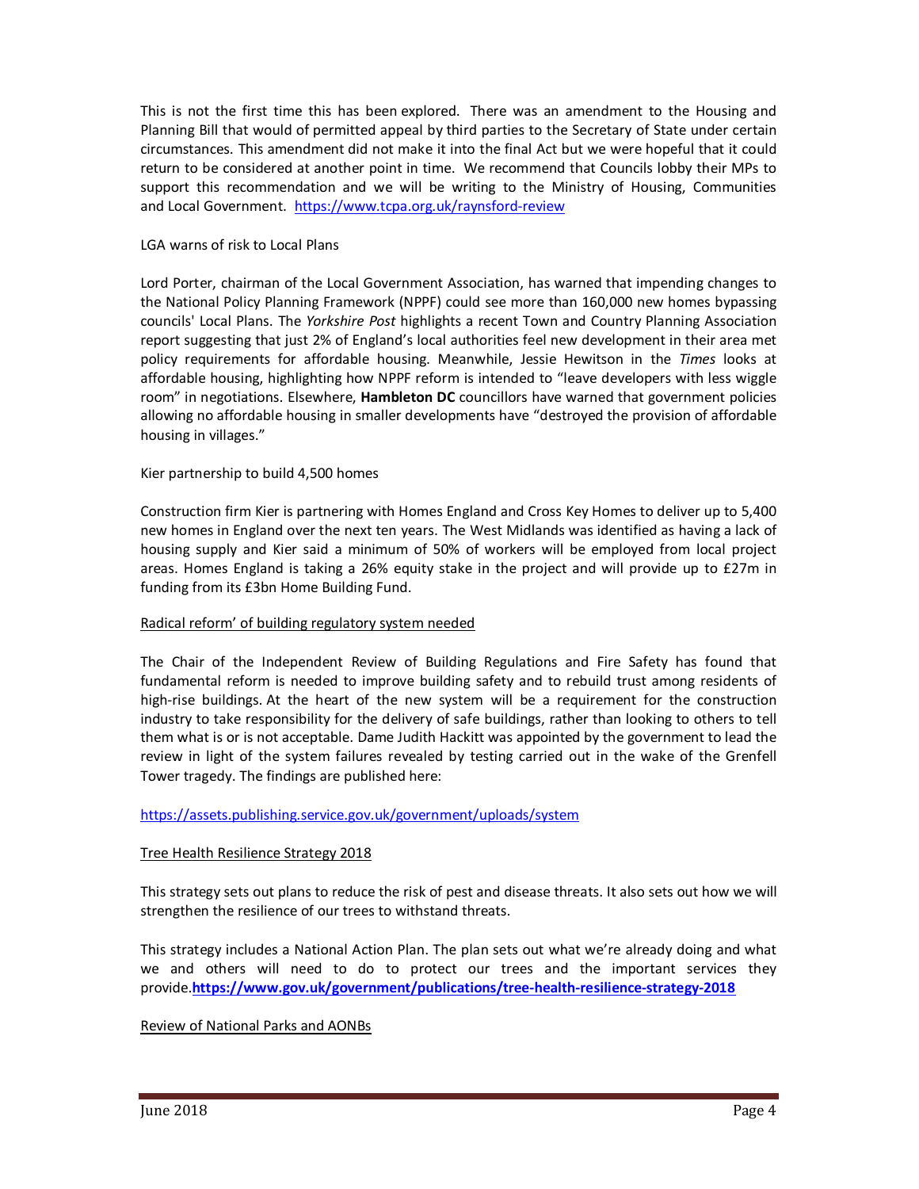This is not the first time this has been explored. There was an amendment to the Housing and Planning Bill that would of permitted appeal by third parties to the Secretary of State under certain circumstances. This amendment did not make it into the final Act but we were hopeful that it could return to be considered at another point in time. We recommend that Councils lobby their MPs to support this recommendation and we will be writing to the Ministry of Housing, Communities and Local Government. https://www.tcpa.org.uk/raynsford-review

LGA warns of risk to Local Plans

Lord Porter, chairman of the Local Government Association, has warned that impending changes to the National Policy Planning Framework (NPPF) could see more than 160,000 new homes bypassing councils' Local Plans. The *Yorkshire Post* highlights a recent Town and Country Planning Association report suggesting that just 2% of England's local authorities feel new development in their area met policy requirements for affordable housing. Meanwhile, Jessie Hewitson in the *Times* looks at affordable housing, highlighting how NPPF reform is intended to "leave developers with less wiggle room" in negotiations. Elsewhere, **Hambleton DC** councillors have warned that government policies allowing no affordable housing in smaller developments have "destroyed the provision of affordable housing in villages."

Kier partnership to build 4,500 homes

Construction firm Kier is partnering with Homes England and Cross Key Homes to deliver up to 5,400 new homes in England over the next ten years. The West Midlands was identified as having a lack of housing supply and Kier said a minimum of 50% of workers will be employed from local project areas. Homes England is taking a 26% equity stake in the project and will provide up to £27m in funding from its £3bn Home Building Fund.

Radical reform' of building regulatory system needed

The Chair of the Independent Review of Building Regulations and Fire Safety has found that fundamental reform is needed to improve building safety and to rebuild trust among residents of high-rise buildings. At the heart of the new system will be a requirement for the construction industry to take responsibility for the delivery of safe buildings, rather than looking to others to tell them what is or is not acceptable. Dame Judith Hackitt was appointed by the government to lead the review in light of the system failures revealed by testing carried out in the wake of the Grenfell Tower tragedy. The findings are published here:

https://assets.publishing.service.gov.uk/government/uploads/system

Tree Health Resilience Strategy 2018

This strategy sets out plans to reduce the risk of pest and disease threats. It also sets out how we will strengthen the resilience of our trees to withstand threats.

This strategy includes a National Action Plan. The plan sets out what we're already doing and what we and others will need to do to protect our trees and the important services they provide.**https://www.gov.uk/government/publications/tree-health-resilience-strategy-2018**

Review of National Parks and AONBs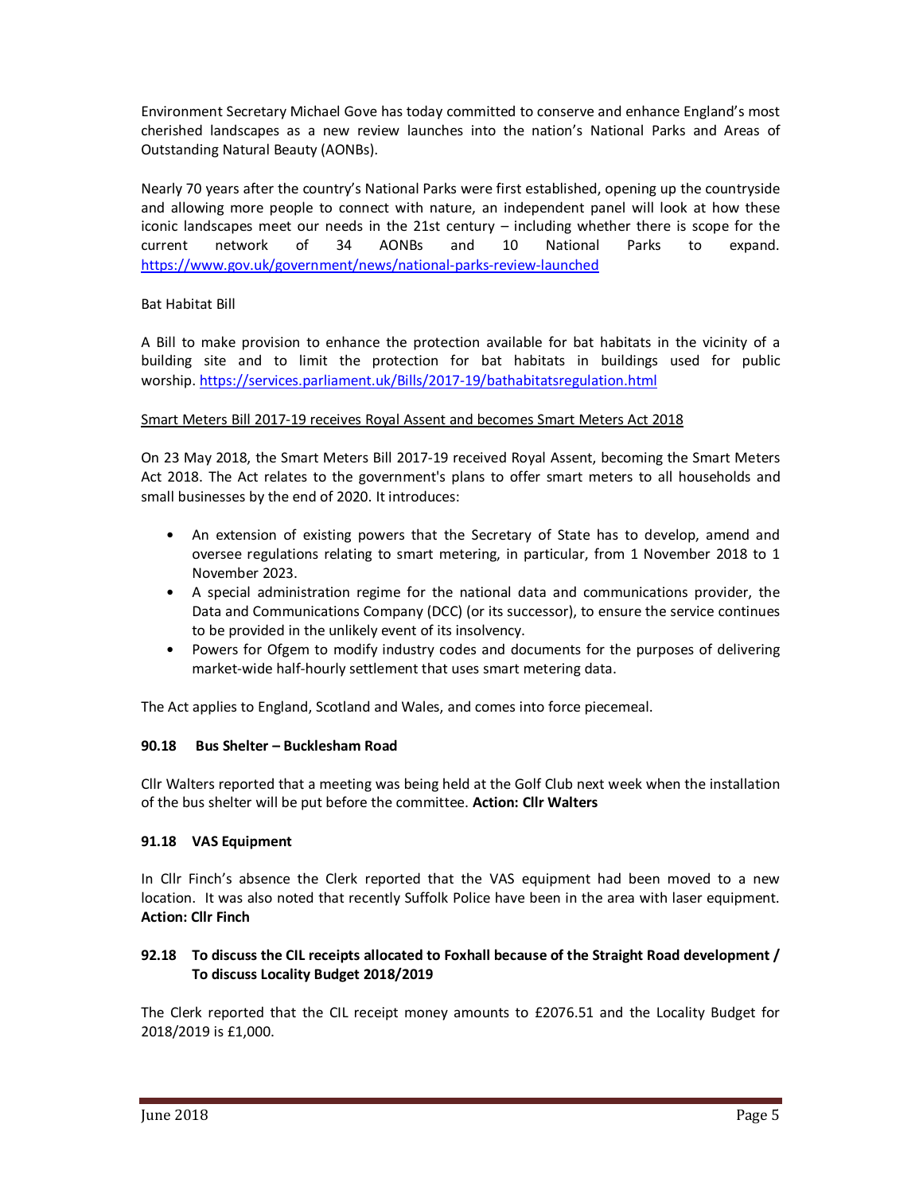Environment Secretary Michael Gove has today committed to conserve and enhance England's most cherished landscapes as a new review launches into the nation's National Parks and Areas of Outstanding Natural Beauty (AONBs).

Nearly 70 years after the country's National Parks were first established, opening up the countryside and allowing more people to connect with nature, an independent panel will look at how these iconic landscapes meet our needs in the 21st century – including whether there is scope for the current network of 34 AONBs and 10 National Parks to expand. https://www.gov.uk/government/news/national-parks-review-launched

Bat Habitat Bill

A Bill to make provision to enhance the protection available for bat habitats in the vicinity of a building site and to limit the protection for bat habitats in buildings used for public worship. https://services.parliament.uk/Bills/2017-19/bathabitatsregulation.html

Smart Meters Bill 2017-19 receives Royal Assent and becomes Smart Meters Act 2018

On 23 May 2018, the Smart Meters Bill 2017-19 received Royal Assent, becoming the Smart Meters Act 2018. The Act relates to the government's plans to offer smart meters to all households and small businesses by the end of 2020. It introduces:

- An extension of existing powers that the Secretary of State has to develop, amend and oversee regulations relating to smart metering, in particular, from 1 November 2018 to 1 November 2023.
- A special administration regime for the national data and communications provider, the Data and Communications Company (DCC) (or its successor), to ensure the service continues to be provided in the unlikely event of its insolvency.
- Powers for Ofgem to modify industry codes and documents for the purposes of delivering market-wide half-hourly settlement that uses smart metering data.

The Act applies to England, Scotland and Wales, and comes into force piecemeal.

**90.18 Bus Shelter – Bucklesham Road**

Cllr Walters reported that a meeting was being held at the Golf Club next week when the installation of the bus shelter will be put before the committee. **Action: Cllr Walters**

**91.18 VAS Equipment**

In Cllr Finch's absence the Clerk reported that the VAS equipment had been moved to a new location. It was also noted that recently Suffolk Police have been in the area with laser equipment. **Action: Cllr Finch**

**92.18 To discuss the CIL receipts allocated to Foxhall because of the Straight Road development / To discuss Locality Budget 2018/2019**

The Clerk reported that the CIL receipt money amounts to £2076.51 and the Locality Budget for 2018/2019 is £1,000.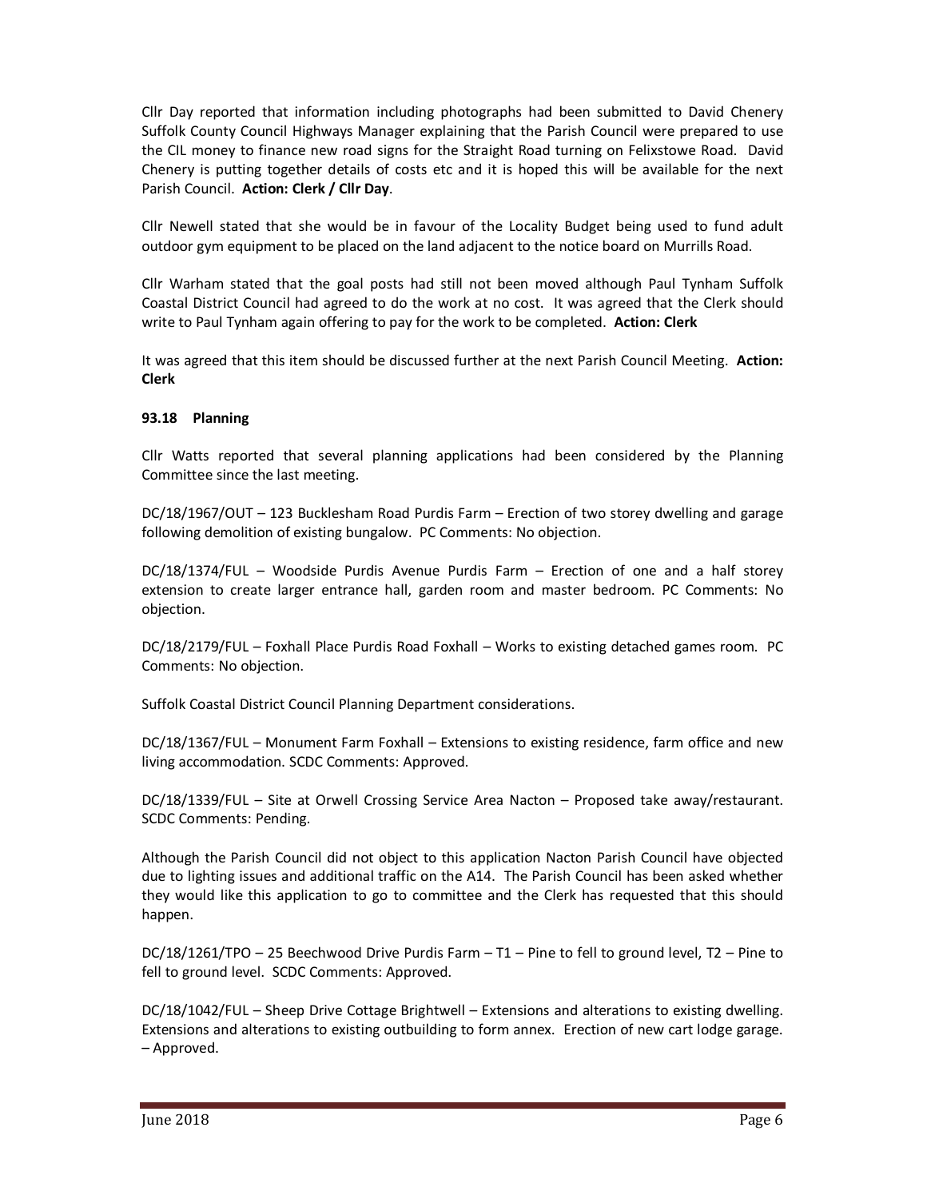Cllr Day reported that information including photographs had been submitted to David Chenery Suffolk County Council Highways Manager explaining that the Parish Council were prepared to use the CIL money to finance new road signs for the Straight Road turning on Felixstowe Road. David Chenery is putting together details of costs etc and it is hoped this will be available for the next Parish Council. **Action: Clerk / Cllr Day**.

Cllr Newell stated that she would be in favour of the Locality Budget being used to fund adult outdoor gym equipment to be placed on the land adjacent to the notice board on Murrills Road.

Cllr Warham stated that the goal posts had still not been moved although Paul Tynham Suffolk Coastal District Council had agreed to do the work at no cost. It was agreed that the Clerk should write to Paul Tynham again offering to pay for the work to be completed. **Action: Clerk**

It was agreed that this item should be discussed further at the next Parish Council Meeting. **Action: Clerk**

**93.18 Planning**

Cllr Watts reported that several planning applications had been considered by the Planning Committee since the last meeting.

DC/18/1967/OUT – 123 Bucklesham Road Purdis Farm – Erection of two storey dwelling and garage following demolition of existing bungalow. PC Comments: No objection.

DC/18/1374/FUL – Woodside Purdis Avenue Purdis Farm – Erection of one and a half storey extension to create larger entrance hall, garden room and master bedroom. PC Comments: No objection.

DC/18/2179/FUL – Foxhall Place Purdis Road Foxhall – Works to existing detached games room. PC Comments: No objection.

Suffolk Coastal District Council Planning Department considerations.

DC/18/1367/FUL – Monument Farm Foxhall – Extensions to existing residence, farm office and new living accommodation. SCDC Comments: Approved.

DC/18/1339/FUL – Site at Orwell Crossing Service Area Nacton – Proposed take away/restaurant. SCDC Comments: Pending.

Although the Parish Council did not object to this application Nacton Parish Council have objected due to lighting issues and additional traffic on the A14. The Parish Council has been asked whether they would like this application to go to committee and the Clerk has requested that this should happen.

DC/18/1261/TPO – 25 Beechwood Drive Purdis Farm – T1 – Pine to fell to ground level, T2 – Pine to fell to ground level. SCDC Comments: Approved.

DC/18/1042/FUL – Sheep Drive Cottage Brightwell – Extensions and alterations to existing dwelling. Extensions and alterations to existing outbuilding to form annex. Erection of new cart lodge garage. – Approved.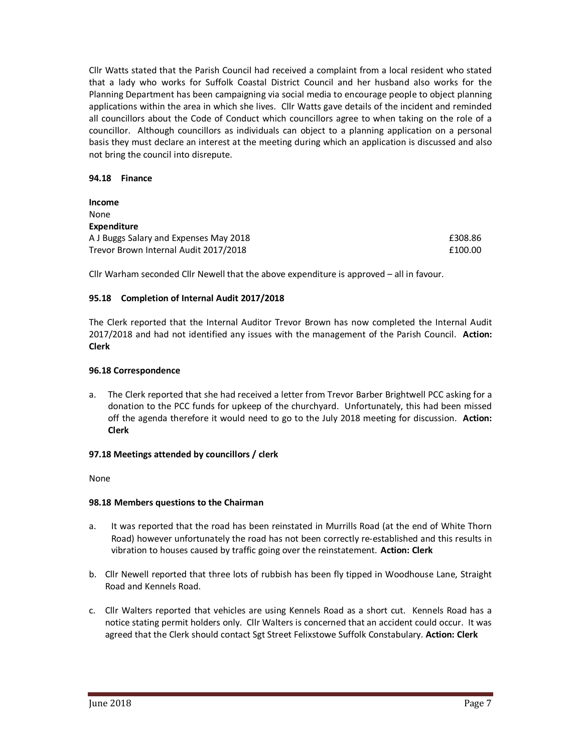Cllr Watts stated that the Parish Council had received a complaint from a local resident who stated that a lady who works for Suffolk Coastal District Council and her husband also works for the Planning Department has been campaigning via social media to encourage people to object planning applications within the area in which she lives. Cllr Watts gave details of the incident and reminded all councillors about the Code of Conduct which councillors agree to when taking on the role of a councillor. Although councillors as individuals can object to a planning application on a personal basis they must declare an interest at the meeting during which an application is discussed and also not bring the council into disrepute.

### 94.18 Finance

**Income**
None

**Expenditure**

| | |
|---|---|
| A J Buggs Salary and Expenses May 2018 | £308.86 |
| Trevor Brown Internal Audit 2017/2018 | £100.00 |

Cllr Warham seconded Cllr Newell that the above expenditure is approved – all in favour.

### 95.18 Completion of Internal Audit 2017/2018

The Clerk reported that the Internal Auditor Trevor Brown has now completed the Internal Audit 2017/2018 and had not identified any issues with the management of the Parish Council. **Action: Clerk**

### 96.18 Correspondence

a. The Clerk reported that she had received a letter from Trevor Barber Brightwell PCC asking for a donation to the PCC funds for upkeep of the churchyard. Unfortunately, this had been missed off the agenda therefore it would need to go to the July 2018 meeting for discussion. **Action: Clerk**

### 97.18 Meetings attended by councillors / clerk

None

### 98.18 Members questions to the Chairman

a. It was reported that the road has been reinstated in Murrills Road (at the end of White Thorn Road) however unfortunately the road has not been correctly re-established and this results in vibration to houses caused by traffic going over the reinstatement. **Action: Clerk**

b. Cllr Newell reported that three lots of rubbish has been fly tipped in Woodhouse Lane, Straight Road and Kennels Road.

c. Cllr Walters reported that vehicles are using Kennels Road as a short cut. Kennels Road has a notice stating permit holders only. Cllr Walters is concerned that an accident could occur. It was agreed that the Clerk should contact Sgt Street Felixstowe Suffolk Constabulary. **Action: Clerk**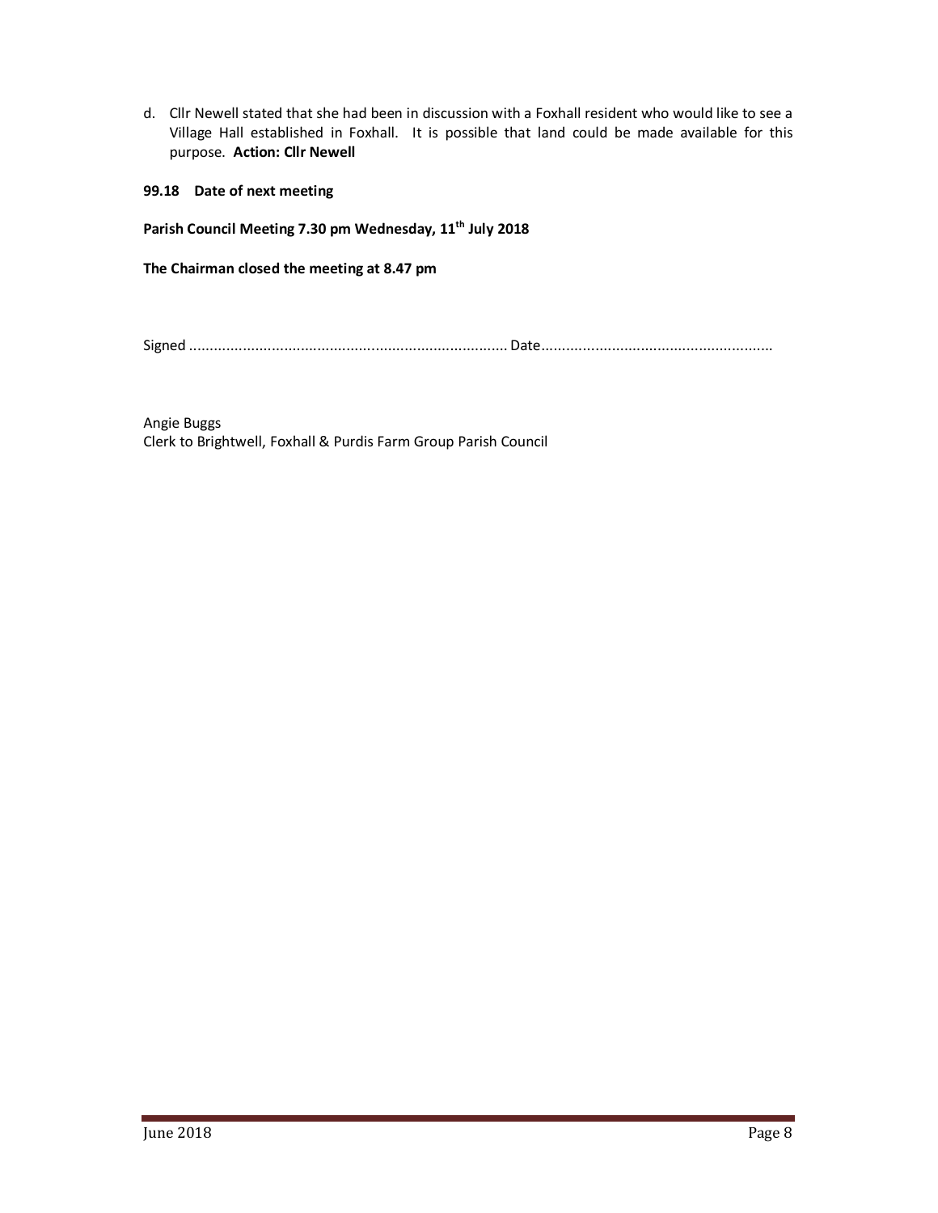d. Cllr Newell stated that she had been in discussion with a Foxhall resident who would like to see a Village Hall established in Foxhall. It is possible that land could be made available for this purpose. **Action: Cllr Newell**

**99.18 Date of next meeting**

**Parish Council Meeting 7.30 pm Wednesday, 11th July 2018**

**The Chairman closed the meeting at 8.47 pm**

Signed .............................................................................. Date.......................................................

Angie Buggs
Clerk to Brightwell, Foxhall & Purdis Farm Group Parish Council